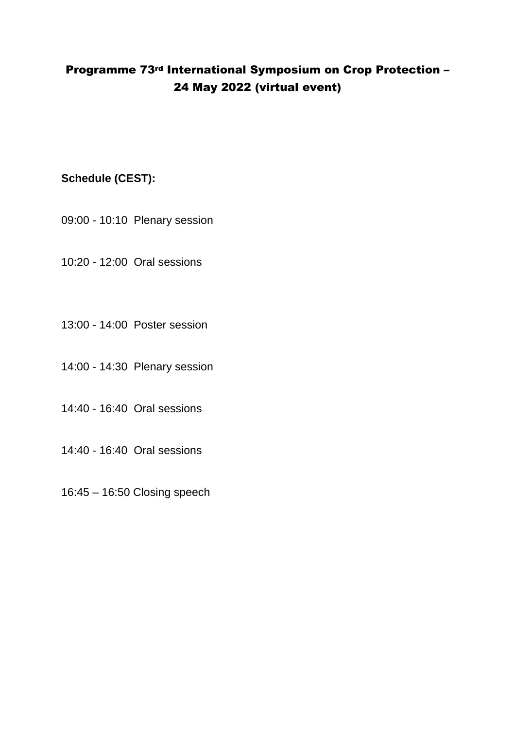# Programme 73rd International Symposium on Crop Protection – 24 May 2022 (virtual event)

**Schedule (CEST):**

09:00 - 10:10 Plenary session

10:20 - 12:00 Oral sessions

13:00 - 14:00 Poster session

14:00 - 14:30 Plenary session

14:40 - 16:40 Oral sessions

14:40 - 16:40 Oral sessions

16:45 – 16:50 Closing speech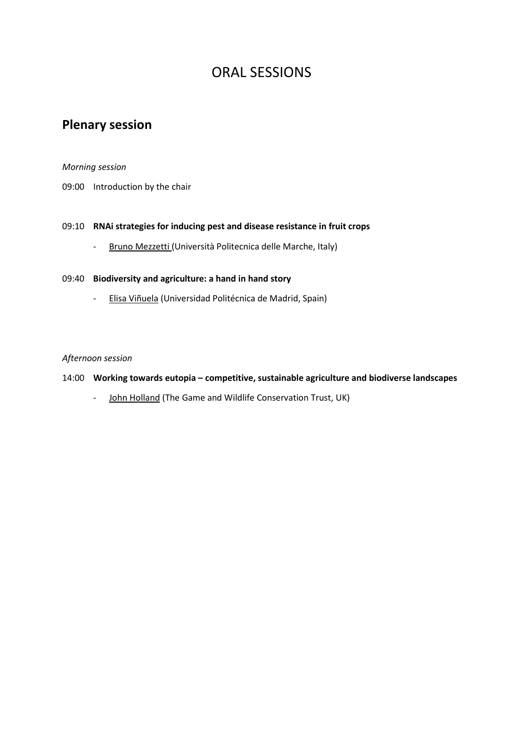# ORAL SESSIONS

## Plenary session

*Morning session*

09:00 Introduction by the chair

09:10 **RNAi strategies for inducing pest and disease resistance in fruit crops**

- Bruno Mezzetti (Università Politecnica delle Marche, Italy)

09:40 **Biodiversity and agriculture: a hand in hand story**

- Elisa Viñuela (Universidad Politécnica de Madrid, Spain)

*Afternoon session*

14:00 **Working towards eutopia – competitive, sustainable agriculture and biodiverse landscapes**

- John Holland (The Game and Wildlife Conservation Trust, UK)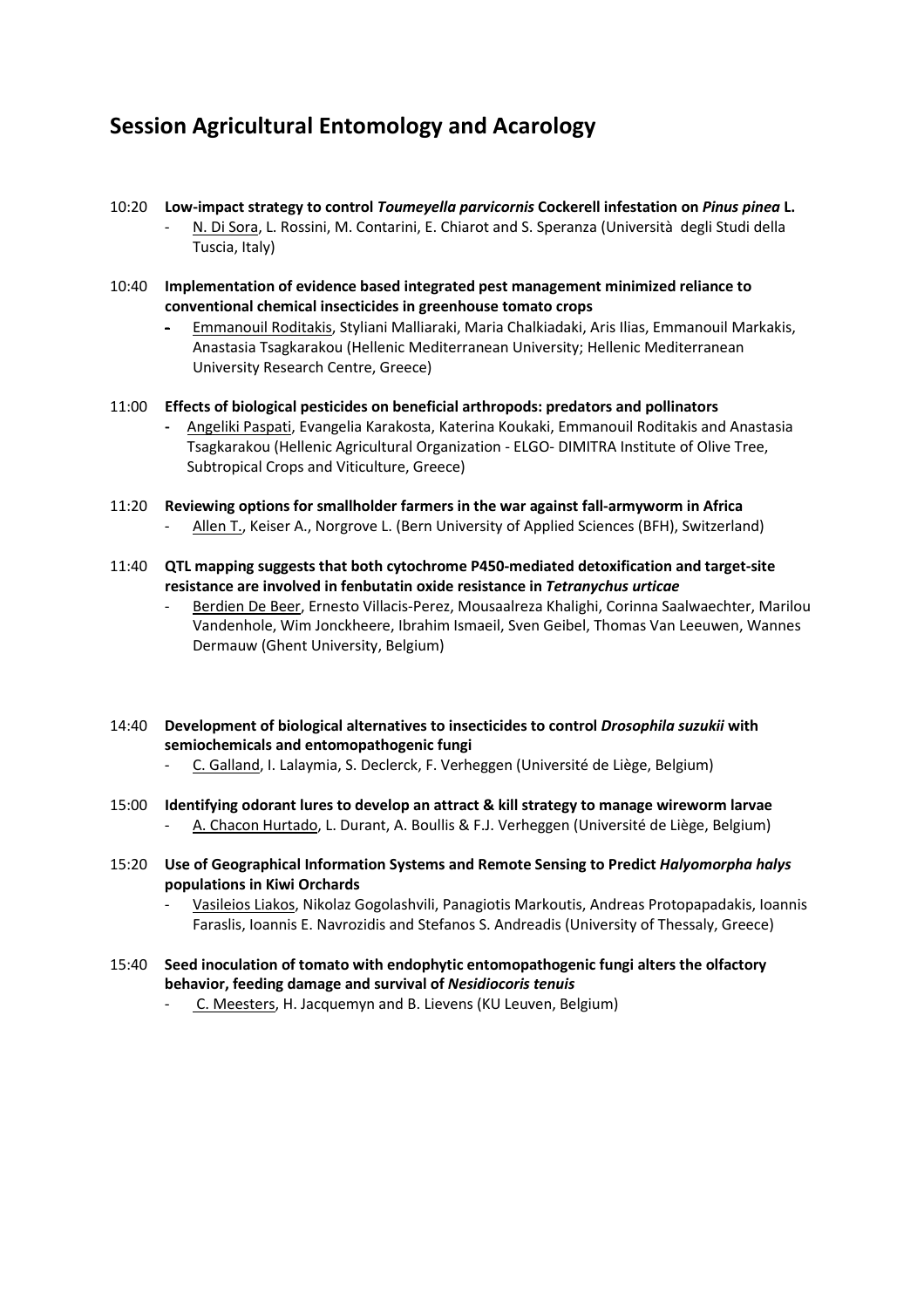## Session Agricultural Entomology and Acarology

10:20 **Low-impact strategy to control *Toumeyella parvicornis* Cockerell infestation on *Pinus pinea* L.**

- N. Di Sora, L. Rossini, M. Contarini, E. Chiarot and S. Speranza (Università degli Studi della Tuscia, Italy)

10:40 **Implementation of evidence based integrated pest management minimized reliance to conventional chemical insecticides in greenhouse tomato crops**

- Emmanouil Roditakis, Styliani Malliaraki, Maria Chalkiadaki, Aris Ilias, Emmanouil Markakis, Anastasia Tsagkarakou (Hellenic Mediterranean University; Hellenic Mediterranean University Research Centre, Greece)

11:00 **Effects of biological pesticides on beneficial arthropods: predators and pollinators**

- Angeliki Paspati, Evangelia Karakosta, Katerina Koukaki, Emmanouil Roditakis and Anastasia Tsagkarakou (Hellenic Agricultural Organization - ELGO- DIMITRA Institute of Olive Tree, Subtropical Crops and Viticulture, Greece)

11:20 **Reviewing options for smallholder farmers in the war against fall-armyworm in Africa**

- Allen T., Keiser A., Norgrove L. (Bern University of Applied Sciences (BFH), Switzerland)

11:40 **QTL mapping suggests that both cytochrome P450-mediated detoxification and target-site resistance are involved in fenbutatin oxide resistance in *Tetranychus urticae***

- Berdien De Beer, Ernesto Villacis-Perez, Mousaalreza Khalighi, Corinna Saalwaechter, Marilou Vandenhole, Wim Jonckheere, Ibrahim Ismaeil, Sven Geibel, Thomas Van Leeuwen, Wannes Dermauw (Ghent University, Belgium)

14:40 **Development of biological alternatives to insecticides to control *Drosophila suzukii* with semiochemicals and entomopathogenic fungi**

- C. Galland, I. Lalaymia, S. Declerck, F. Verheggen (Université de Liège, Belgium)

15:00 **Identifying odorant lures to develop an attract & kill strategy to manage wireworm larvae**

- A. Chacon Hurtado, L. Durant, A. Boullis & F.J. Verheggen (Université de Liège, Belgium)

15:20 **Use of Geographical Information Systems and Remote Sensing to Predict *Halyomorpha halys* populations in Kiwi Orchards**

- Vasileios Liakos, Nikolaz Gogolashvili, Panagiotis Markoutis, Andreas Protopapadakis, Ioannis Faraslis, Ioannis E. Navrozidis and Stefanos S. Andreadis (University of Thessaly, Greece)

15:40 **Seed inoculation of tomato with endophytic entomopathogenic fungi alters the olfactory behavior, feeding damage and survival of *Nesidiocoris tenuis***

- C. Meesters, H. Jacquemyn and B. Lievens (KU Leuven, Belgium)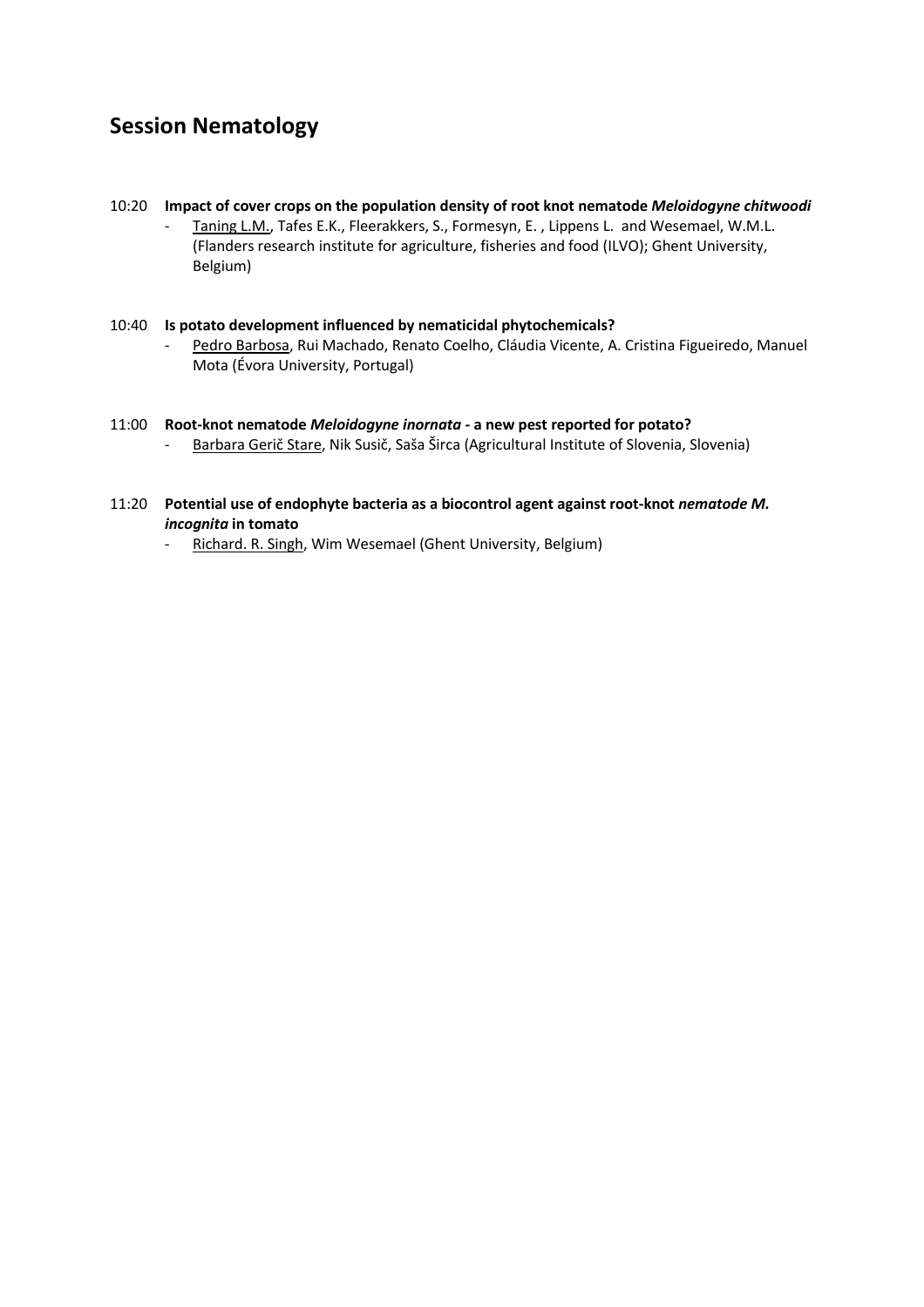## Session Nematology

10:20 **Impact of cover crops on the population density of root knot nematode *Meloidogyne chitwoodi***

- Taning L.M., Tafes E.K., Fleerakkers, S., Formesyn, E. , Lippens L. and Wesemael, W.M.L. (Flanders research institute for agriculture, fisheries and food (ILVO); Ghent University, Belgium)

10:40 **Is potato development influenced by nematicidal phytochemicals?**

- Pedro Barbosa, Rui Machado, Renato Coelho, Cláudia Vicente, A. Cristina Figueiredo, Manuel Mota (Évora University, Portugal)

11:00 **Root-knot nematode *Meloidogyne inornata* - a new pest reported for potato?**

- Barbara Gerič Stare, Nik Susič, Saša Širca (Agricultural Institute of Slovenia, Slovenia)

11:20 **Potential use of endophyte bacteria as a biocontrol agent against root-knot *nematode M. incognita* in tomato**

- Richard. R. Singh, Wim Wesemael (Ghent University, Belgium)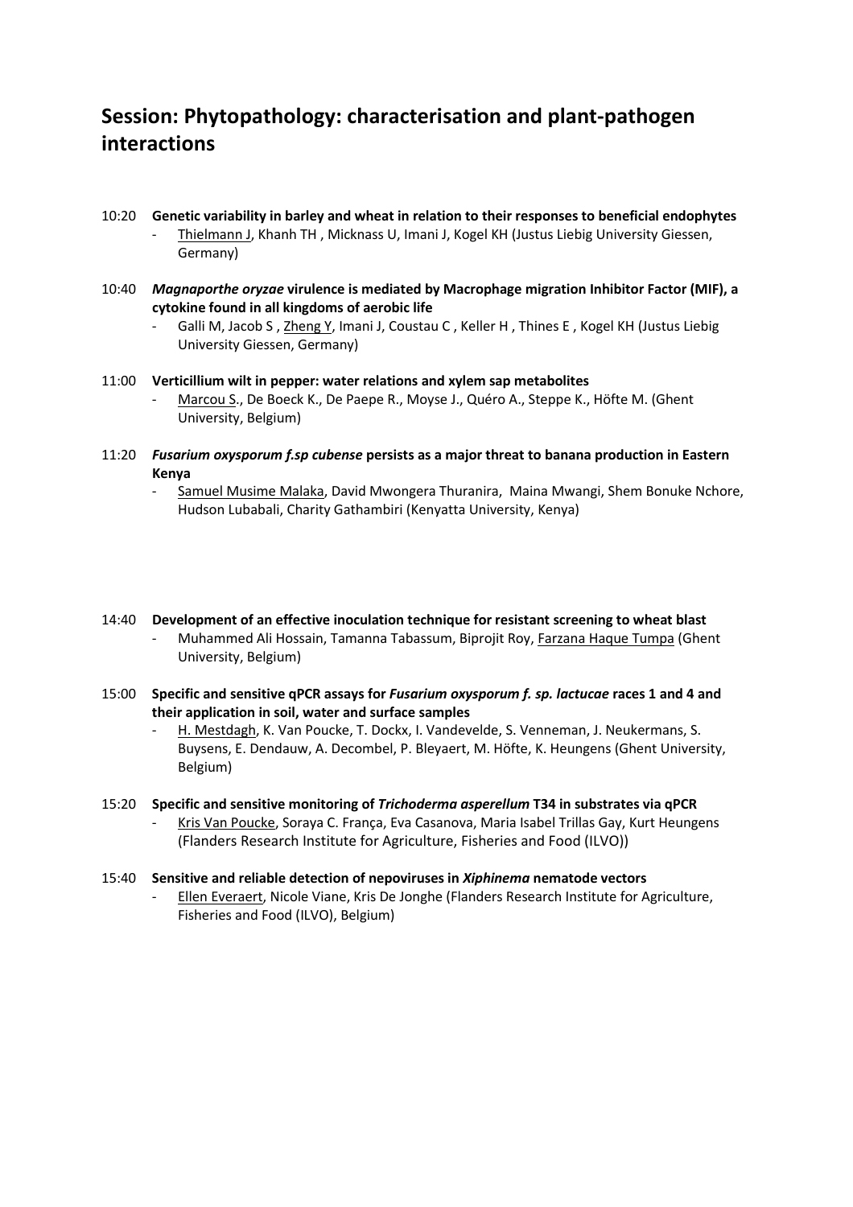## Session: Phytopathology: characterisation and plant-pathogen interactions

10:20 **Genetic variability in barley and wheat in relation to their responses to beneficial endophytes**

- Thielmann J, Khanh TH , Micknass U, Imani J, Kogel KH (Justus Liebig University Giessen, Germany)

10:40 ***Magnaporthe oryzae* virulence is mediated by Macrophage migration Inhibitor Factor (MIF), a cytokine found in all kingdoms of aerobic life**

- Galli M, Jacob S , Zheng Y, Imani J, Coustau C , Keller H , Thines E , Kogel KH (Justus Liebig University Giessen, Germany)

11:00 **Verticillium wilt in pepper: water relations and xylem sap metabolites**

- Marcou S., De Boeck K., De Paepe R., Moyse J., Quéro A., Steppe K., Höfte M. (Ghent University, Belgium)

11:20 ***Fusarium oxysporum f.sp cubense* persists as a major threat to banana production in Eastern Kenya**

- Samuel Musime Malaka, David Mwongera Thuranira, Maina Mwangi, Shem Bonuke Nchore, Hudson Lubabali, Charity Gathambiri (Kenyatta University, Kenya)

14:40 **Development of an effective inoculation technique for resistant screening to wheat blast**

- Muhammed Ali Hossain, Tamanna Tabassum, Biprojit Roy, Farzana Haque Tumpa (Ghent University, Belgium)

15:00 **Specific and sensitive qPCR assays for *Fusarium oxysporum f. sp. lactucae* races 1 and 4 and their application in soil, water and surface samples**

- H. Mestdagh, K. Van Poucke, T. Dockx, I. Vandevelde, S. Venneman, J. Neukermans, S. Buysens, E. Dendauw, A. Decombel, P. Bleyaert, M. Höfte, K. Heungens (Ghent University, Belgium)

15:20 **Specific and sensitive monitoring of *Trichoderma asperellum* T34 in substrates via qPCR**

- Kris Van Poucke, Soraya C. França, Eva Casanova, Maria Isabel Trillas Gay, Kurt Heungens (Flanders Research Institute for Agriculture, Fisheries and Food (ILVO))

15:40 **Sensitive and reliable detection of nepoviruses in *Xiphinema* nematode vectors**

- Ellen Everaert, Nicole Viane, Kris De Jonghe (Flanders Research Institute for Agriculture, Fisheries and Food (ILVO), Belgium)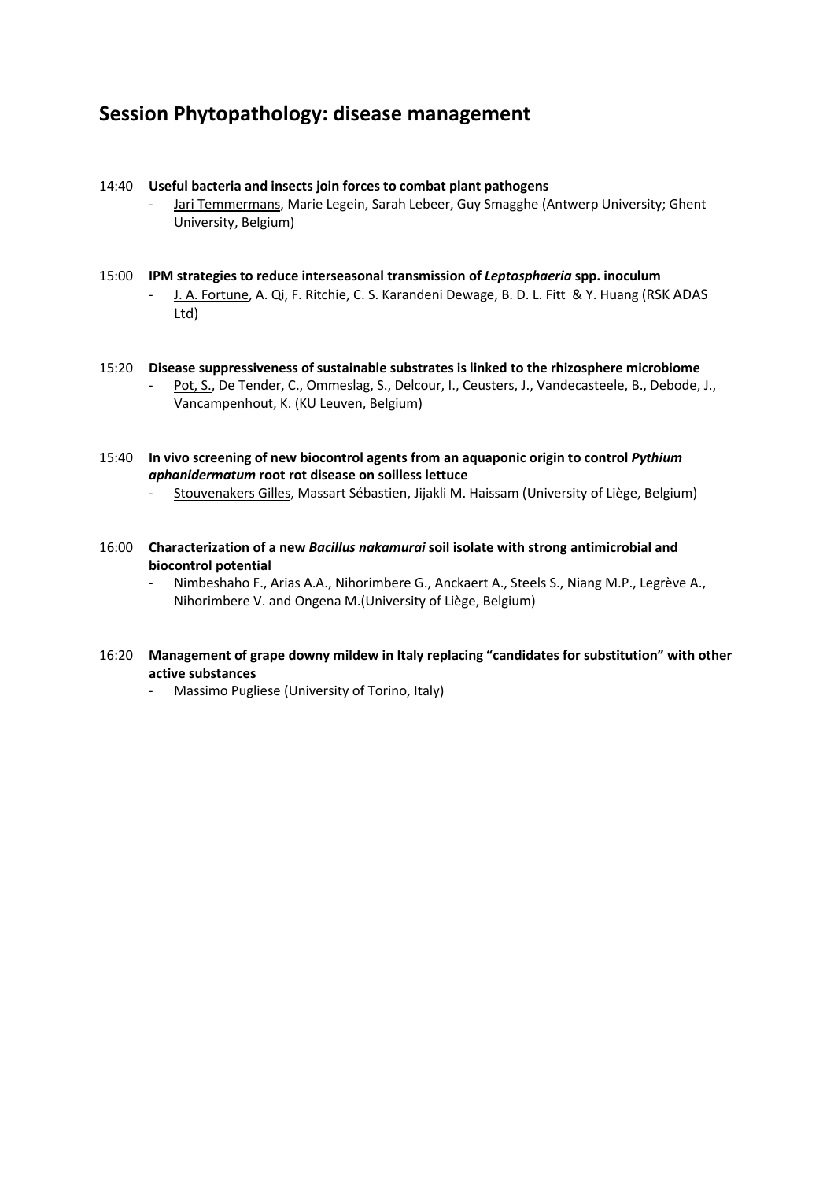## Session Phytopathology: disease management

14:40 **Useful bacteria and insects join forces to combat plant pathogens**

- Jari Temmermans, Marie Legein, Sarah Lebeer, Guy Smagghe (Antwerp University; Ghent University, Belgium)

15:00 **IPM strategies to reduce interseasonal transmission of *Leptosphaeria* spp. inoculum**

- J. A. Fortune, A. Qi, F. Ritchie, C. S. Karandeni Dewage, B. D. L. Fitt & Y. Huang (RSK ADAS Ltd)

15:20 **Disease suppressiveness of sustainable substrates is linked to the rhizosphere microbiome**

- Pot, S., De Tender, C., Ommeslag, S., Delcour, I., Ceusters, J., Vandecasteele, B., Debode, J., Vancampenhout, K. (KU Leuven, Belgium)

15:40 **In vivo screening of new biocontrol agents from an aquaponic origin to control *Pythium aphanidermatum* root rot disease on soilless lettuce**

- Stouvenakers Gilles, Massart Sébastien, Jijakli M. Haissam (University of Liège, Belgium)

16:00 **Characterization of a new *Bacillus nakamurai* soil isolate with strong antimicrobial and biocontrol potential**

- Nimbeshaho F., Arias A.A., Nihorimbere G., Anckaert A., Steels S., Niang M.P., Legrève A., Nihorimbere V. and Ongena M.(University of Liège, Belgium)

16:20 **Management of grape downy mildew in Italy replacing "candidates for substitution" with other active substances**

- Massimo Pugliese (University of Torino, Italy)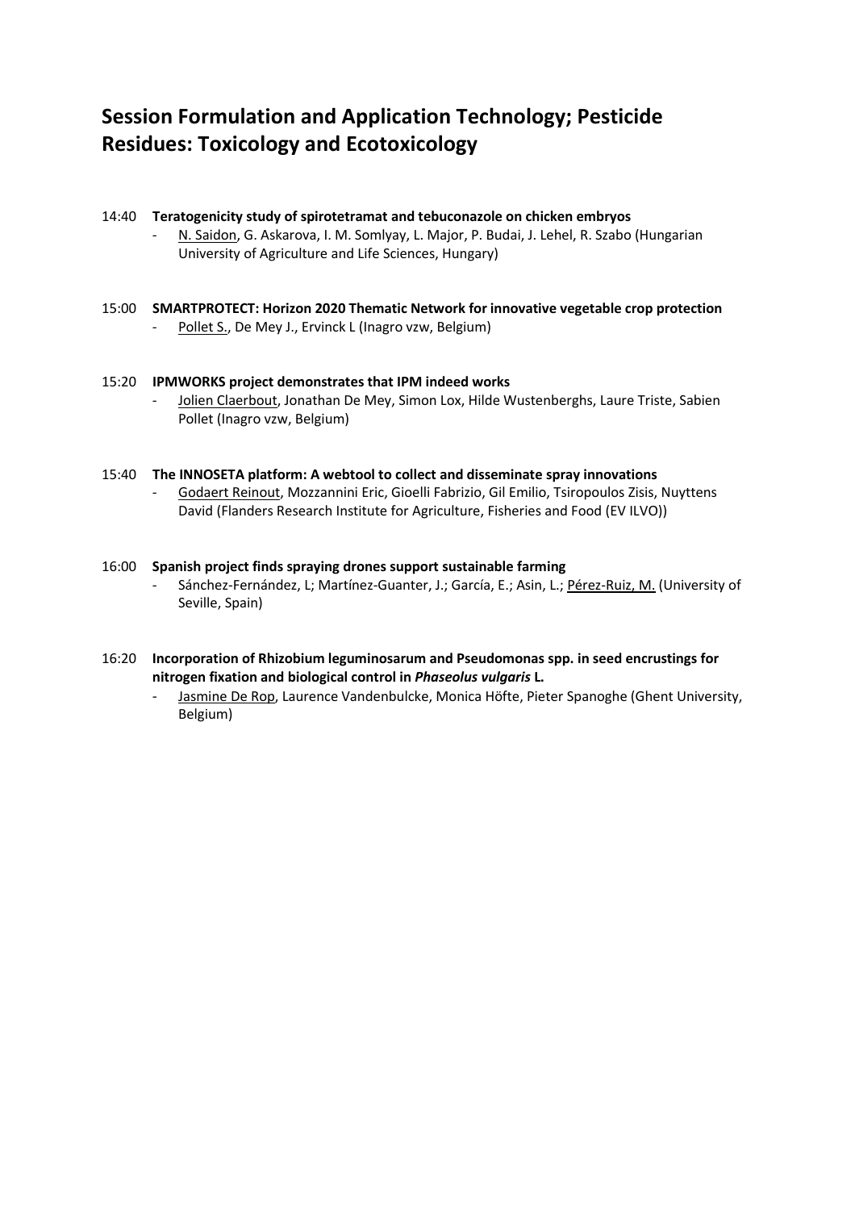# Session Formulation and Application Technology; Pesticide Residues: Toxicology and Ecotoxicology

14:40 **Teratogenicity study of spirotetramat and tebuconazole on chicken embryos**

- N. Saidon, G. Askarova, I. M. Somlyay, L. Major, P. Budai, J. Lehel, R. Szabo (Hungarian University of Agriculture and Life Sciences, Hungary)

15:00 **SMARTPROTECT: Horizon 2020 Thematic Network for innovative vegetable crop protection**

- Pollet S., De Mey J., Ervinck L (Inagro vzw, Belgium)

15:20 **IPMWORKS project demonstrates that IPM indeed works**

- Jolien Claerbout, Jonathan De Mey, Simon Lox, Hilde Wustenberghs, Laure Triste, Sabien Pollet (Inagro vzw, Belgium)

15:40 **The INNOSETA platform: A webtool to collect and disseminate spray innovations**

- Godaert Reinout, Mozzannini Eric, Gioelli Fabrizio, Gil Emilio, Tsiropoulos Zisis, Nuyttens David (Flanders Research Institute for Agriculture, Fisheries and Food (EV ILVO))

16:00 **Spanish project finds spraying drones support sustainable farming**

- Sánchez-Fernández, L; Martínez-Guanter, J.; García, E.; Asin, L.; Pérez-Ruiz, M. (University of Seville, Spain)

16:20 **Incorporation of Rhizobium leguminosarum and Pseudomonas spp. in seed encrustings for nitrogen fixation and biological control in *Phaseolus vulgaris* L.**

- Jasmine De Rop, Laurence Vandenbulcke, Monica Höfte, Pieter Spanoghe (Ghent University, Belgium)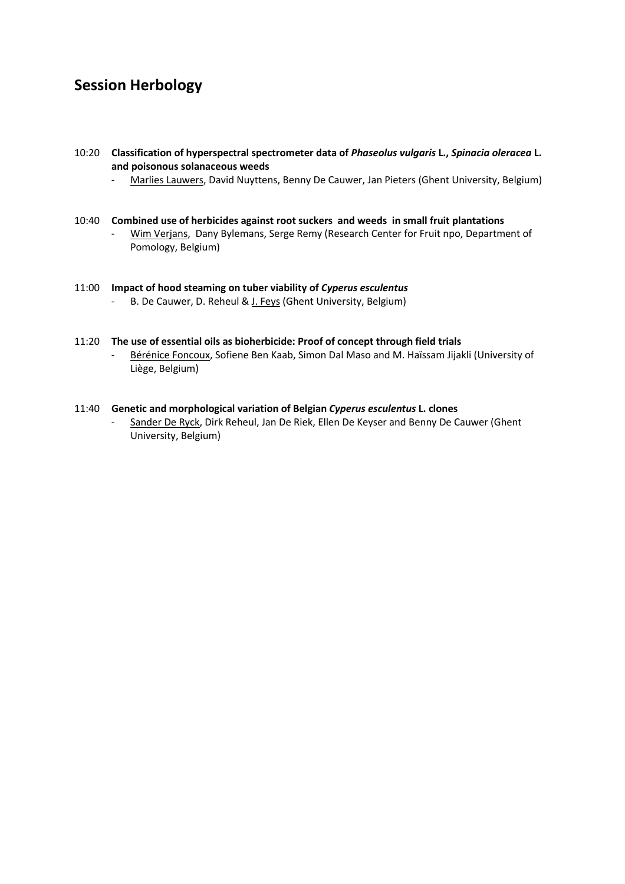## Session Herbology

10:20 **Classification of hyperspectral spectrometer data of *Phaseolus vulgaris* L., *Spinacia oleracea* L. and poisonous solanaceous weeds**

- Marlies Lauwers, David Nuyttens, Benny De Cauwer, Jan Pieters (Ghent University, Belgium)

10:40 **Combined use of herbicides against root suckers and weeds in small fruit plantations**

- Wim Verjans, Dany Bylemans, Serge Remy (Research Center for Fruit npo, Department of Pomology, Belgium)

11:00 **Impact of hood steaming on tuber viability of *Cyperus esculentus***

- B. De Cauwer, D. Reheul & J. Feys (Ghent University, Belgium)

11:20 **The use of essential oils as bioherbicide: Proof of concept through field trials**

- Bérénice Foncoux, Sofiene Ben Kaab, Simon Dal Maso and M. Haïssam Jijakli (University of Liège, Belgium)

11:40 **Genetic and morphological variation of Belgian *Cyperus esculentus* L. clones**

- Sander De Ryck, Dirk Reheul, Jan De Riek, Ellen De Keyser and Benny De Cauwer (Ghent University, Belgium)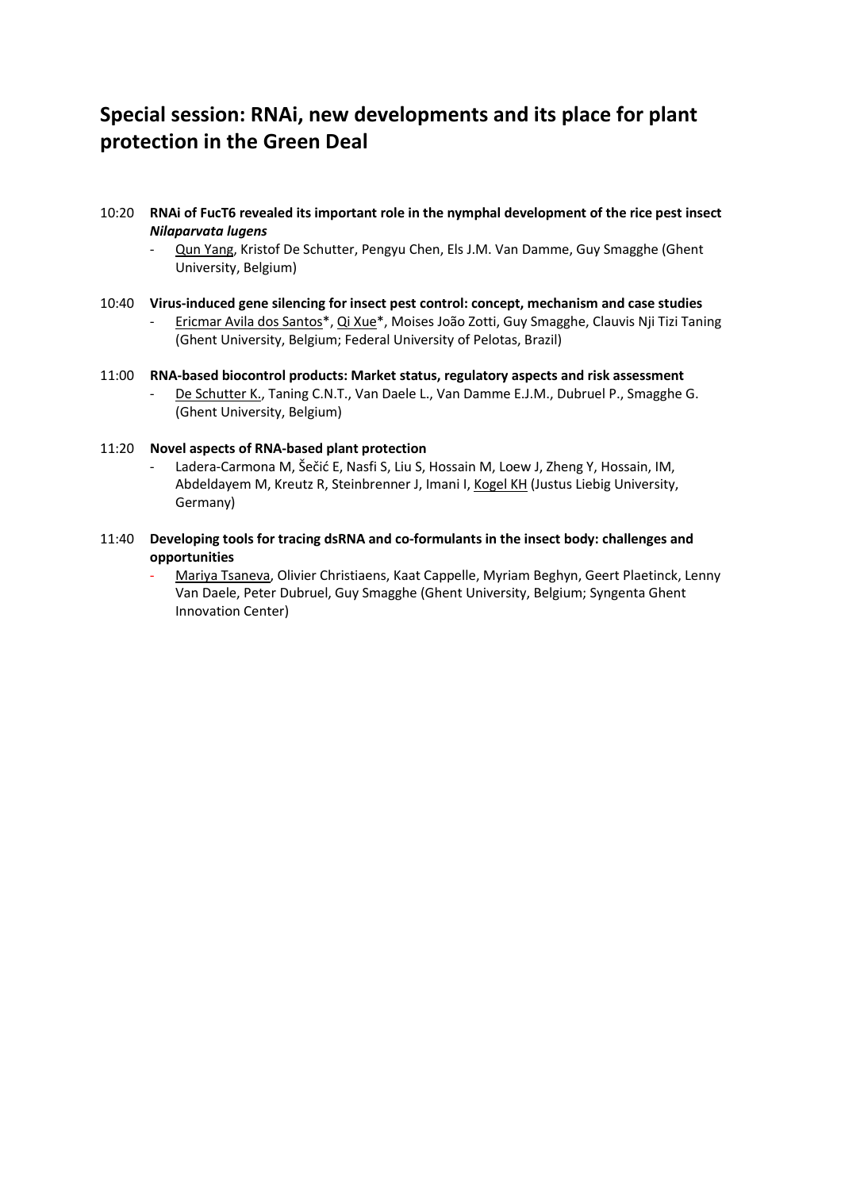## Special session: RNAi, new developments and its place for plant protection in the Green Deal

10:20 **RNAi of FucT6 revealed its important role in the nymphal development of the rice pest insect *Nilaparvata lugens***

- Qun Yang, Kristof De Schutter, Pengyu Chen, Els J.M. Van Damme, Guy Smagghe (Ghent University, Belgium)

10:40 **Virus-induced gene silencing for insect pest control: concept, mechanism and case studies**

- Ericmar Avila dos Santos*, Qi Xue*, Moises João Zotti, Guy Smagghe, Clauvis Nji Tizi Taning (Ghent University, Belgium; Federal University of Pelotas, Brazil)

11:00 **RNA-based biocontrol products: Market status, regulatory aspects and risk assessment**

- De Schutter K., Taning C.N.T., Van Daele L., Van Damme E.J.M., Dubruel P., Smagghe G. (Ghent University, Belgium)

11:20 **Novel aspects of RNA-based plant protection**

- Ladera-Carmona M, Šečić E, Nasfi S, Liu S, Hossain M, Loew J, Zheng Y, Hossain, IM, Abdeldayem M, Kreutz R, Steinbrenner J, Imani I, Kogel KH (Justus Liebig University, Germany)

11:40 **Developing tools for tracing dsRNA and co-formulants in the insect body: challenges and opportunities**

- Mariya Tsaneva, Olivier Christiaens, Kaat Cappelle, Myriam Beghyn, Geert Plaetinck, Lenny Van Daele, Peter Dubruel, Guy Smagghe (Ghent University, Belgium; Syngenta Ghent Innovation Center)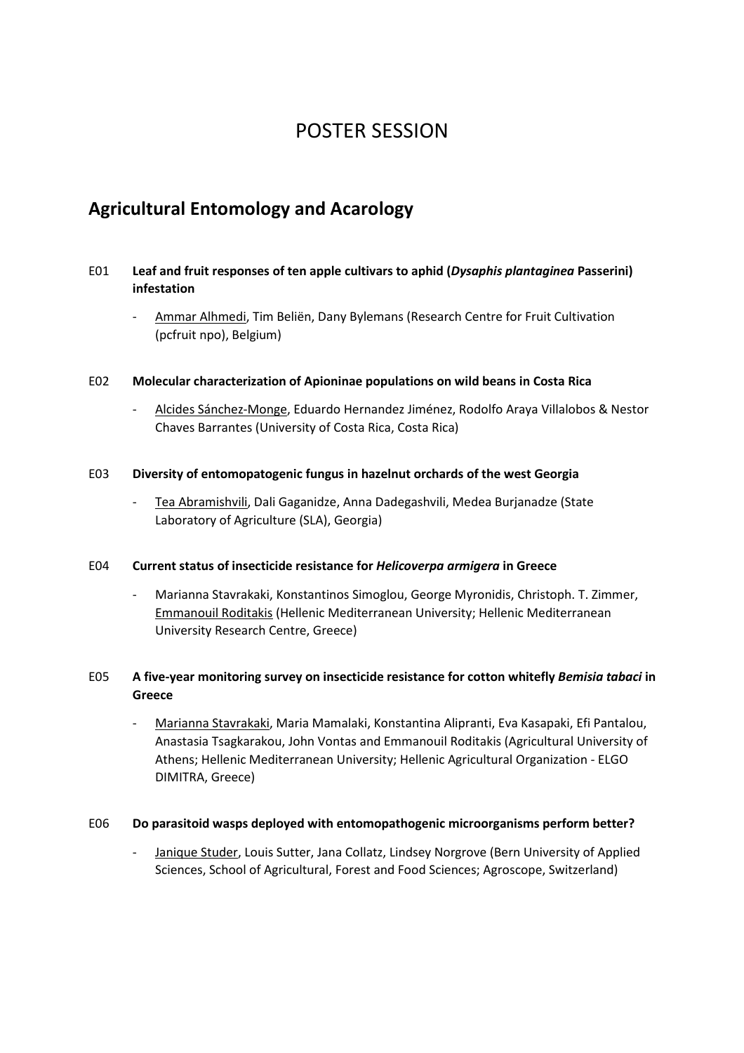# POSTER SESSION

## Agricultural Entomology and Acarology

E01 **Leaf and fruit responses of ten apple cultivars to aphid (*Dysaphis plantaginea* Passerini) infestation**

- Ammar Alhmedi, Tim Beliën, Dany Bylemans (Research Centre for Fruit Cultivation (pcfruit npo), Belgium)

E02 **Molecular characterization of Apioninae populations on wild beans in Costa Rica**

- Alcides Sánchez-Monge, Eduardo Hernandez Jiménez, Rodolfo Araya Villalobos & Nestor Chaves Barrantes (University of Costa Rica, Costa Rica)

E03 **Diversity of entomopatogenic fungus in hazelnut orchards of the west Georgia**

- Tea Abramishvili, Dali Gaganidze, Anna Dadegashvili, Medea Burjanadze (State Laboratory of Agriculture (SLA), Georgia)

E04 **Current status of insecticide resistance for *Helicoverpa armigera* in Greece**

- Marianna Stavrakaki, Konstantinos Simoglou, George Myronidis, Christoph. T. Zimmer, Emmanouil Roditakis (Hellenic Mediterranean University; Hellenic Mediterranean University Research Centre, Greece)

E05 **A five-year monitoring survey on insecticide resistance for cotton whitefly *Bemisia tabaci* in Greece**

- Marianna Stavrakaki, Maria Mamalaki, Konstantina Alipranti, Eva Kasapaki, Efi Pantalou, Anastasia Tsagkarakou, John Vontas and Emmanouil Roditakis (Agricultural University of Athens; Hellenic Mediterranean University; Hellenic Agricultural Organization - ELGO DIMITRA, Greece)

E06 **Do parasitoid wasps deployed with entomopathogenic microorganisms perform better?**

- Janique Studer, Louis Sutter, Jana Collatz, Lindsey Norgrove (Bern University of Applied Sciences, School of Agricultural, Forest and Food Sciences; Agroscope, Switzerland)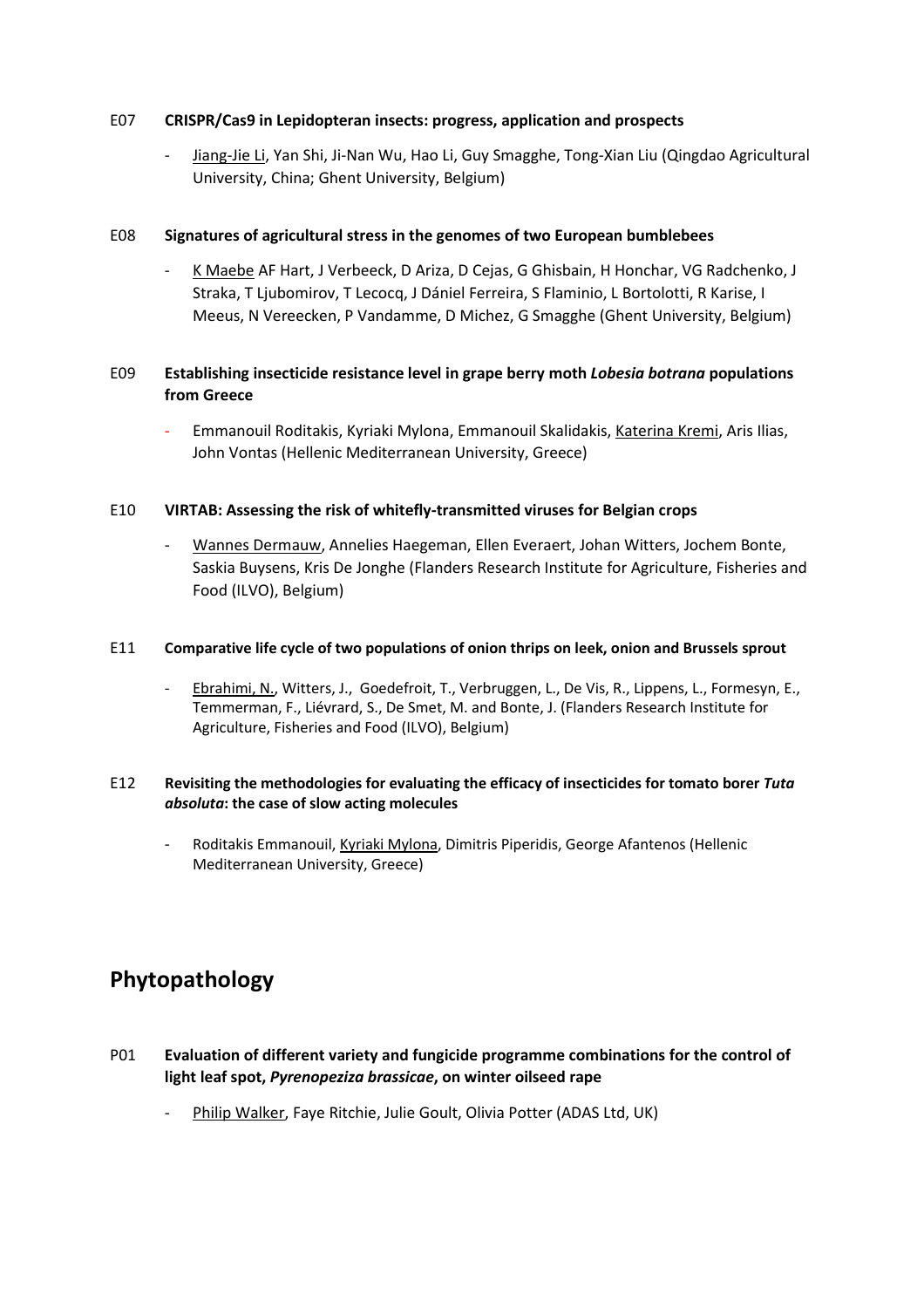E07 **CRISPR/Cas9 in Lepidopteran insects: progress, application and prospects**

- Jiang-Jie Li, Yan Shi, Ji-Nan Wu, Hao Li, Guy Smagghe, Tong-Xian Liu (Qingdao Agricultural University, China; Ghent University, Belgium)

E08 **Signatures of agricultural stress in the genomes of two European bumblebees**

- K Maebe AF Hart, J Verbeeck, D Ariza, D Cejas, G Ghisbain, H Honchar, VG Radchenko, J Straka, T Ljubomirov, T Lecocq, J Dániel Ferreira, S Flaminio, L Bortolotti, R Karise, I Meeus, N Vereecken, P Vandamme, D Michez, G Smagghe (Ghent University, Belgium)

E09 **Establishing insecticide resistance level in grape berry moth *Lobesia botrana* populations from Greece**

- Emmanouil Roditakis, Kyriaki Mylona, Emmanouil Skalidakis, Katerina Kremi, Aris Ilias, John Vontas (Hellenic Mediterranean University, Greece)

E10 **VIRTAB: Assessing the risk of whitefly-transmitted viruses for Belgian crops**

- Wannes Dermauw, Annelies Haegeman, Ellen Everaert, Johan Witters, Jochem Bonte, Saskia Buysens, Kris De Jonghe (Flanders Research Institute for Agriculture, Fisheries and Food (ILVO), Belgium)

E11 **Comparative life cycle of two populations of onion thrips on leek, onion and Brussels sprout**

- Ebrahimi, N., Witters, J., Goedefroit, T., Verbruggen, L., De Vis, R., Lippens, L., Formesyn, E., Temmerman, F., Liévrard, S., De Smet, M. and Bonte, J. (Flanders Research Institute for Agriculture, Fisheries and Food (ILVO), Belgium)

E12 **Revisiting the methodologies for evaluating the efficacy of insecticides for tomato borer *Tuta absoluta*: the case of slow acting molecules**

- Roditakis Emmanouil, Kyriaki Mylona, Dimitris Piperidis, George Afantenos (Hellenic Mediterranean University, Greece)

## Phytopathology

P01 **Evaluation of different variety and fungicide programme combinations for the control of light leaf spot, *Pyrenopeziza brassicae*, on winter oilseed rape**

- Philip Walker, Faye Ritchie, Julie Goult, Olivia Potter (ADAS Ltd, UK)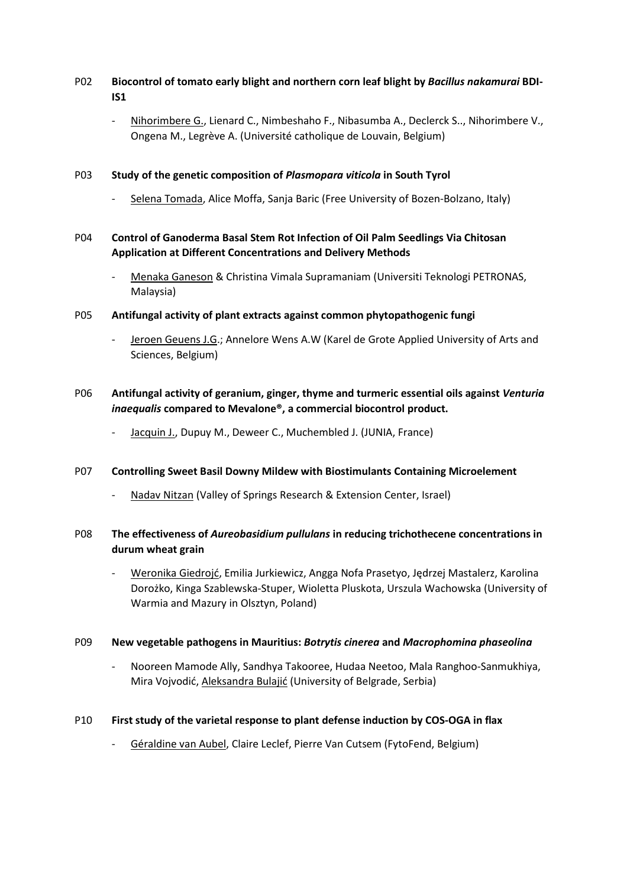P02 **Biocontrol of tomato early blight and northern corn leaf blight by *Bacillus nakamurai* BDI-IS1**

- Nihorimbere G., Lienard C., Nimbeshaho F., Nibasumba A., Declerck S.., Nihorimbere V., Ongena M., Legrève A. (Université catholique de Louvain, Belgium)

P03 **Study of the genetic composition of *Plasmopara viticola* in South Tyrol**

- Selena Tomada, Alice Moffa, Sanja Baric (Free University of Bozen-Bolzano, Italy)

P04 **Control of Ganoderma Basal Stem Rot Infection of Oil Palm Seedlings Via Chitosan Application at Different Concentrations and Delivery Methods**

- Menaka Ganeson & Christina Vimala Supramaniam (Universiti Teknologi PETRONAS, Malaysia)

P05 **Antifungal activity of plant extracts against common phytopathogenic fungi**

- Jeroen Geuens J.G.; Annelore Wens A.W (Karel de Grote Applied University of Arts and Sciences, Belgium)

P06 **Antifungal activity of geranium, ginger, thyme and turmeric essential oils against *Venturia inaequalis* compared to Mevalone®, a commercial biocontrol product.**

- Jacquin J., Dupuy M., Deweer C., Muchembled J. (JUNIA, France)

P07 **Controlling Sweet Basil Downy Mildew with Biostimulants Containing Microelement**

- Nadav Nitzan (Valley of Springs Research & Extension Center, Israel)

P08 **The effectiveness of *Aureobasidium pullulans* in reducing trichothecene concentrations in durum wheat grain**

- Weronika Giedrojć, Emilia Jurkiewicz, Angga Nofa Prasetyo, Jędrzej Mastalerz, Karolina Dorożko, Kinga Szablewska-Stuper, Wioletta Pluskota, Urszula Wachowska (University of Warmia and Mazury in Olsztyn, Poland)

P09 **New vegetable pathogens in Mauritius: *Botrytis cinerea* and *Macrophomina phaseolina***

- Nooreen Mamode Ally, Sandhya Takooree, Hudaa Neetoo, Mala Ranghoo-Sanmukhiya, Mira Vojvodić, Aleksandra Bulajić (University of Belgrade, Serbia)

P10 **First study of the varietal response to plant defense induction by COS-OGA in flax**

- Géraldine van Aubel, Claire Leclef, Pierre Van Cutsem (FytoFend, Belgium)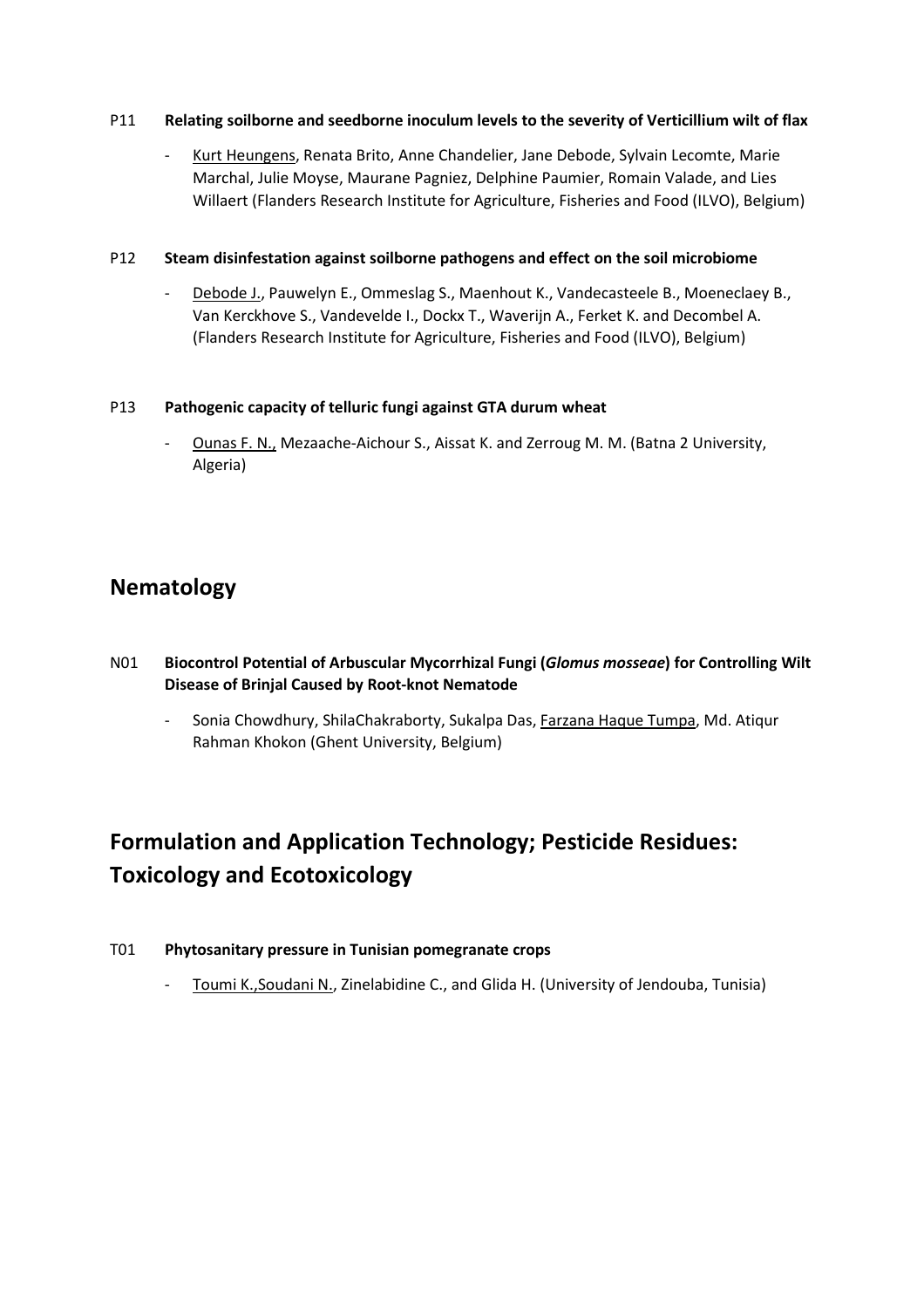P11 **Relating soilborne and seedborne inoculum levels to the severity of Verticillium wilt of flax**

- Kurt Heungens, Renata Brito, Anne Chandelier, Jane Debode, Sylvain Lecomte, Marie Marchal, Julie Moyse, Maurane Pagniez, Delphine Paumier, Romain Valade, and Lies Willaert (Flanders Research Institute for Agriculture, Fisheries and Food (ILVO), Belgium)

P12 **Steam disinfestation against soilborne pathogens and effect on the soil microbiome**

- Debode J., Pauwelyn E., Ommeslag S., Maenhout K., Vandecasteele B., Moeneclaey B., Van Kerckhove S., Vandevelde I., Dockx T., Waverijn A., Ferket K. and Decombel A. (Flanders Research Institute for Agriculture, Fisheries and Food (ILVO), Belgium)

P13 **Pathogenic capacity of telluric fungi against GTA durum wheat**

- Ounas F. N., Mezaache-Aichour S., Aissat K. and Zerroug M. M. (Batna 2 University, Algeria)

## Nematology

N01 **Biocontrol Potential of Arbuscular Mycorrhizal Fungi (*Glomus mosseae*) for Controlling Wilt Disease of Brinjal Caused by Root-knot Nematode**

- Sonia Chowdhury, ShilaChakraborty, Sukalpa Das, Farzana Haque Tumpa, Md. Atiqur Rahman Khokon (Ghent University, Belgium)

## Formulation and Application Technology; Pesticide Residues: Toxicology and Ecotoxicology

T01 **Phytosanitary pressure in Tunisian pomegranate crops**

- Toumi K.,Soudani N., Zinelabidine C., and Glida H. (University of Jendouba, Tunisia)